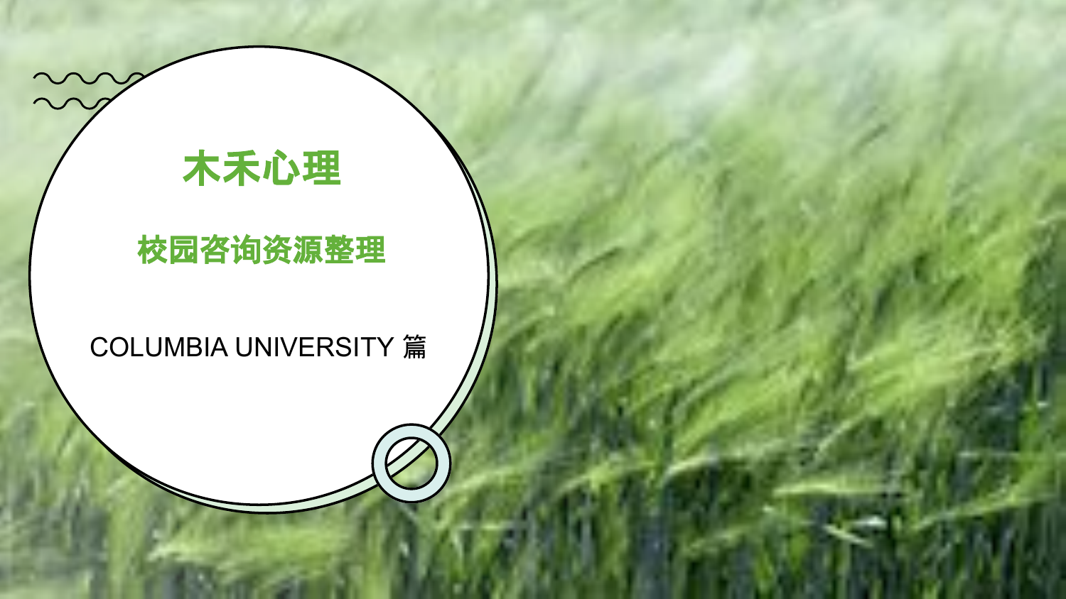# 木禾心理

## 校园咨询资源整理

COLUMBIA UNIVERSITY 篇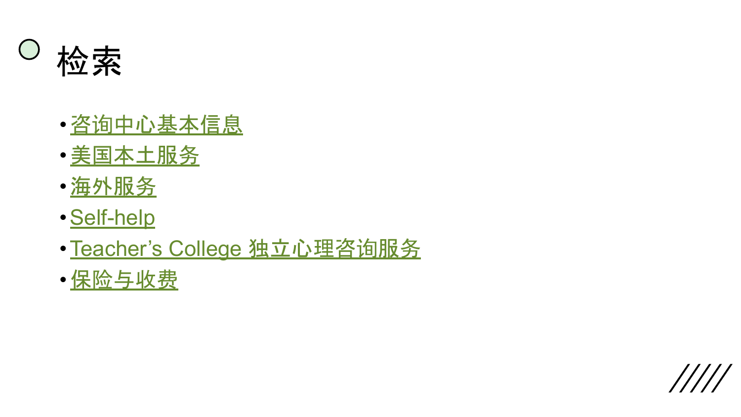# 检索

- 咨询中心基本信息
- 美国本土服务
- 海外服务
- Self-help
- Teacher’s College 独立心理咨询服务
- 保险与收费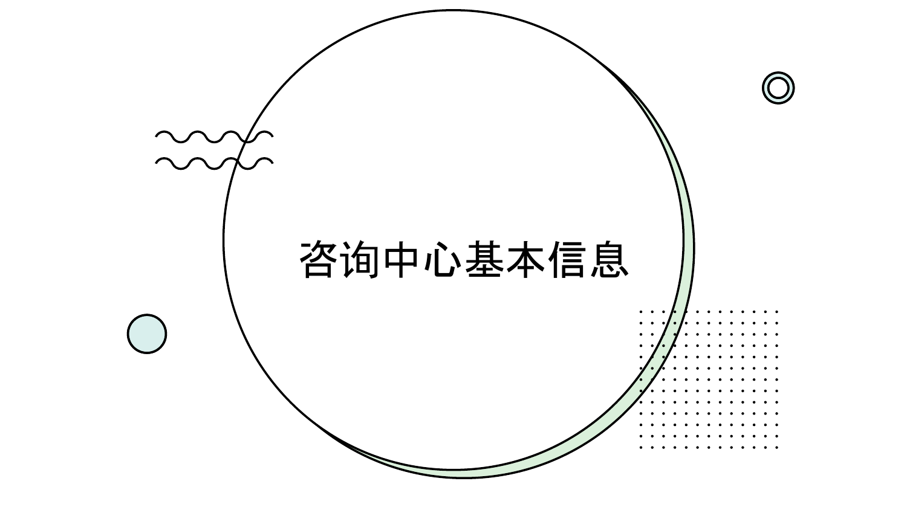# 咨询中心基本信息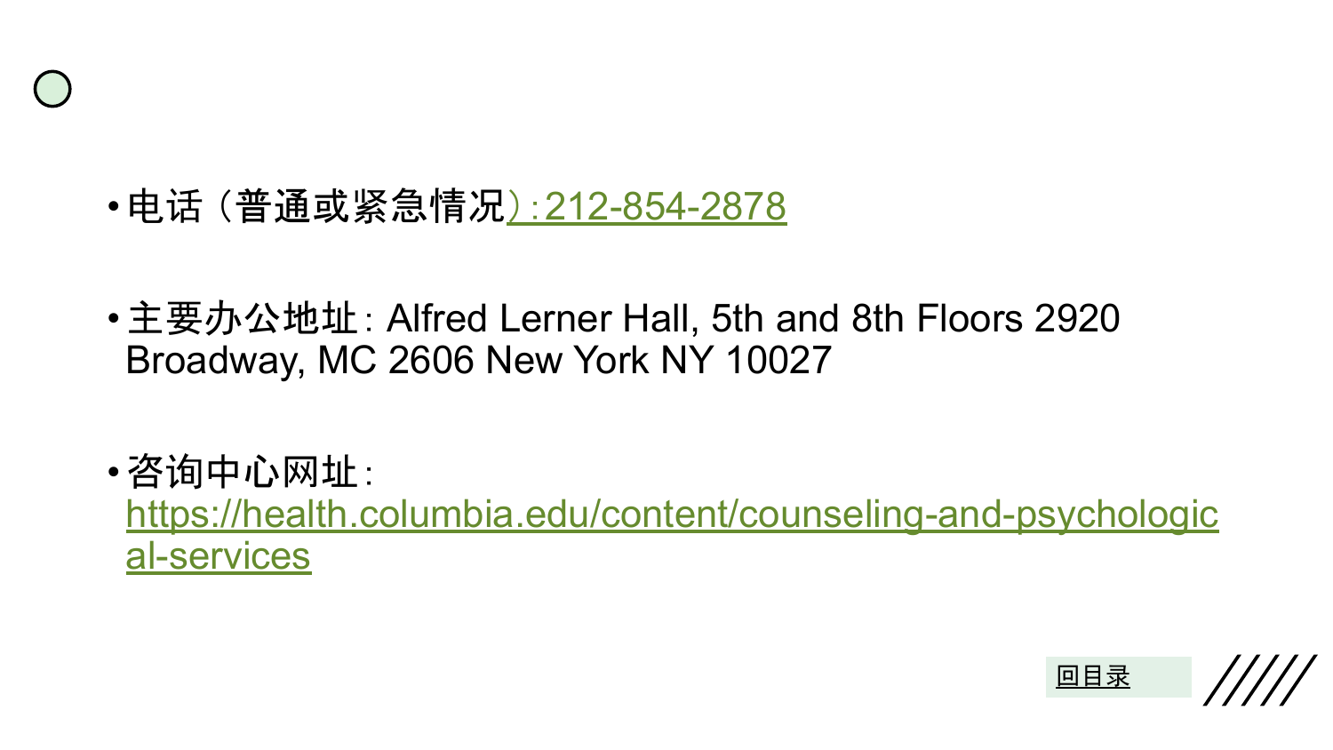- 电话（普通或紧急情况）：212-854-2878

- 主要办公地址：Alfred Lerner Hall, 5th and 8th Floors 2920 Broadway, MC 2606 New York NY 10027

- 咨询中心网址：https://health.columbia.edu/content/counseling-and-psychological-services

回目录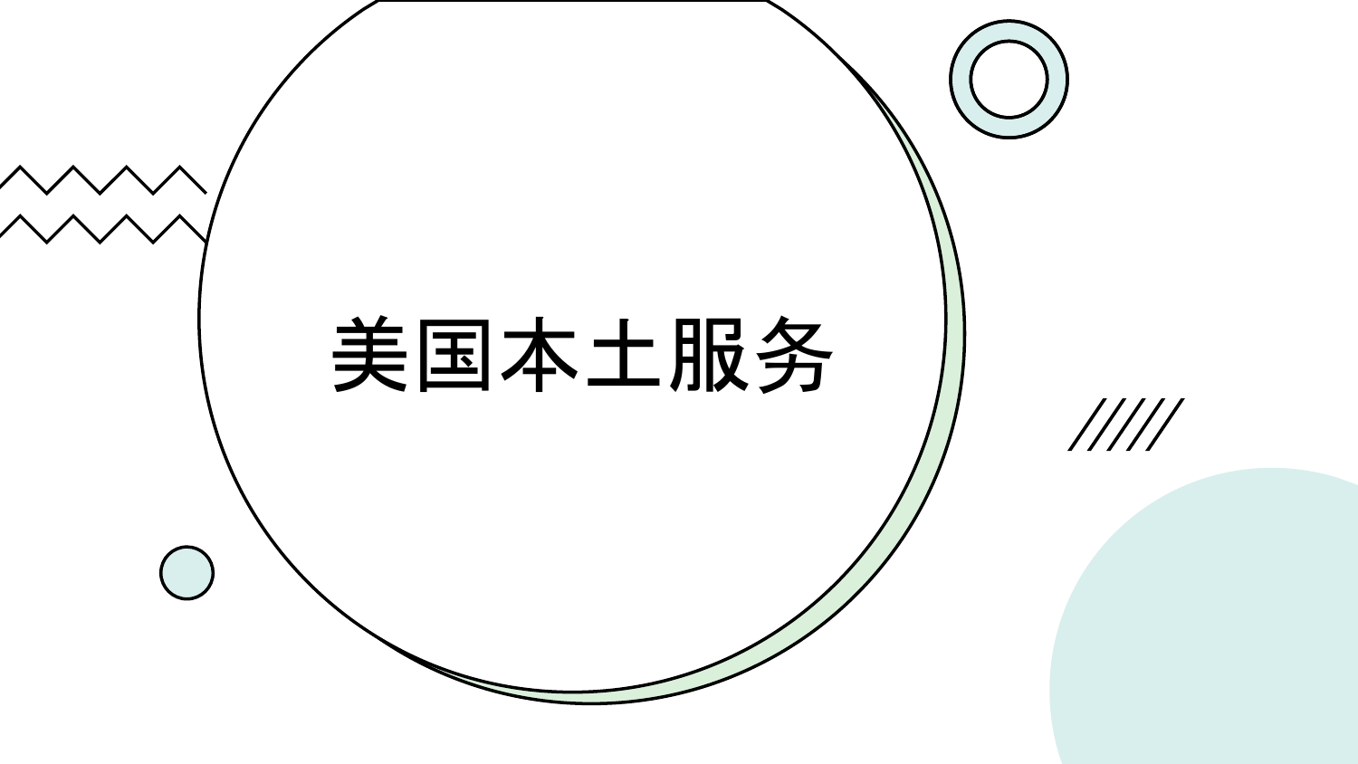# 美国本土服务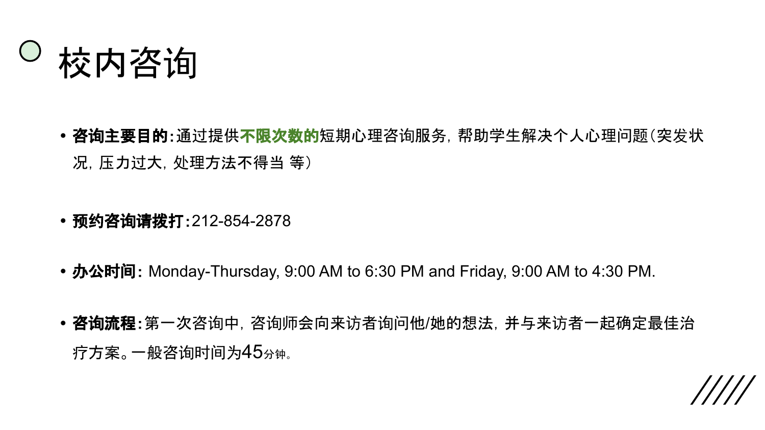# 校内咨询

- **咨询主要目的:**通过提供**不限次数的**短期心理咨询服务，帮助学生解决个人心理问题（突发状况，压力过大，处理方法不得当 等）

- **预约咨询请拨打:**212-854-2878

- **办公时间:** Monday-Thursday, 9:00 AM to 6:30 PM and Friday, 9:00 AM to 4:30 PM.

- **咨询流程:**第一次咨询中，咨询师会向来访者询问他/她的想法，并与来访者一起确定最佳治疗方案。一般咨询时间为45分钟。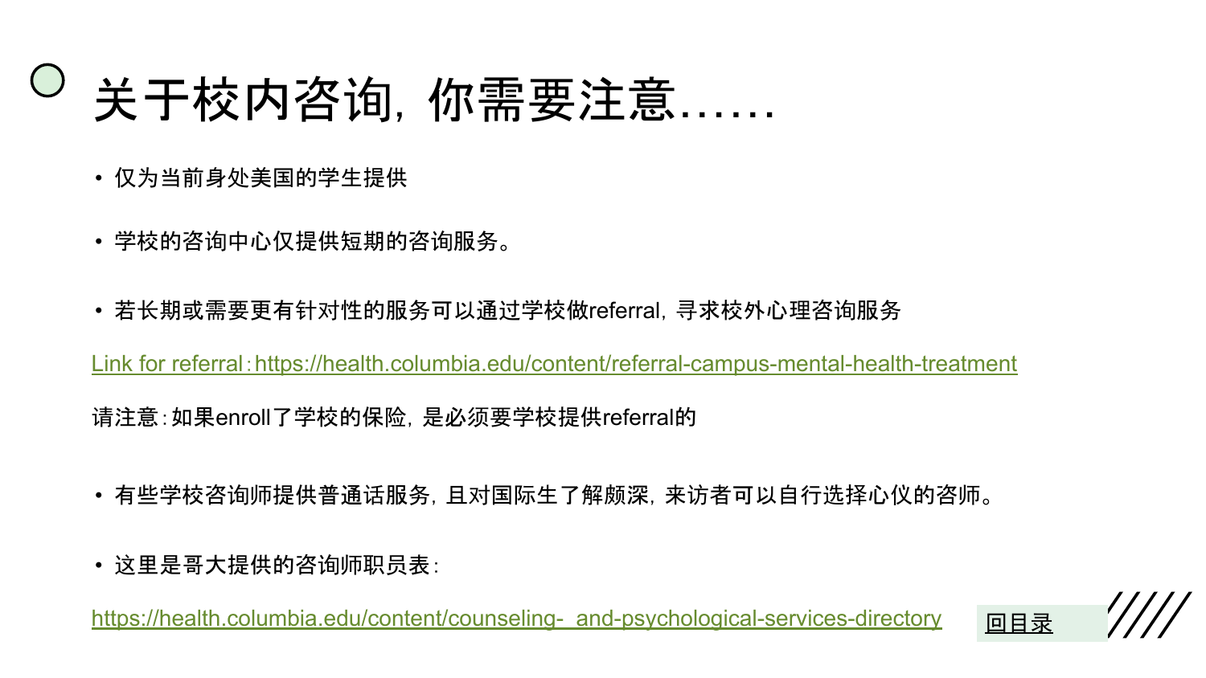# 关于校内咨询，你需要注意……

- 仅为当前身处美国的学生提供

- 学校的咨询中心仅提供短期的咨询服务。

- 若长期或需要更有针对性的服务可以通过学校做referral，寻求校外心理咨询服务

Link for referral：https://health.columbia.edu/content/referral-campus-mental-health-treatment

请注意：如果enroll了学校的保险，是必须要学校提供referral的

- 有些学校咨询师提供普通话服务，且对国际生了解颇深，来访者可以自行选择心仪的咨师。

- 这里是哥大提供的咨询师职员表：

https://health.columbia.edu/content/counseling-_and-psychological-services-directory

回目录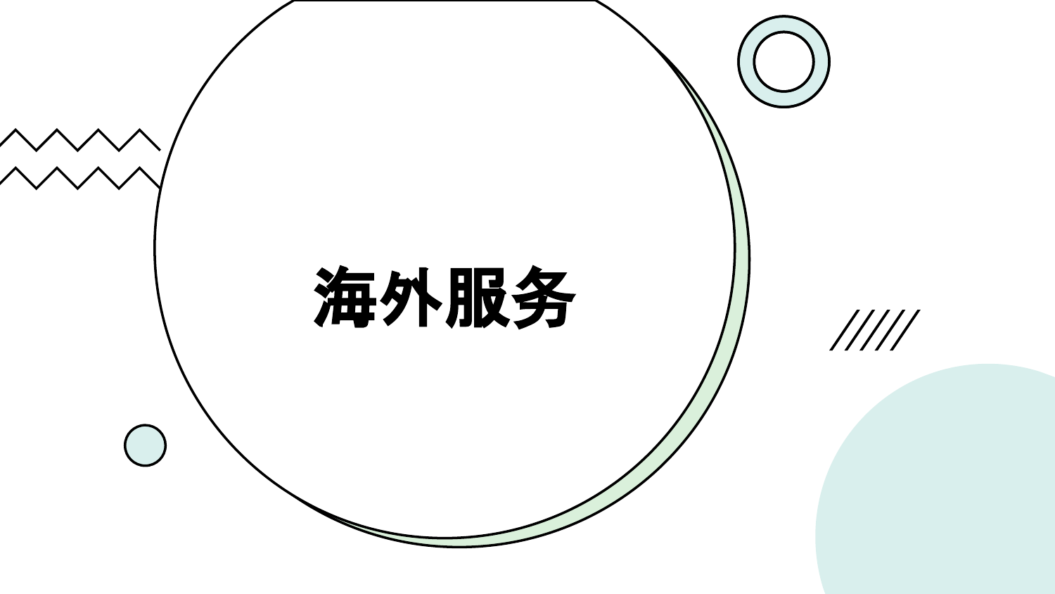# 海外服务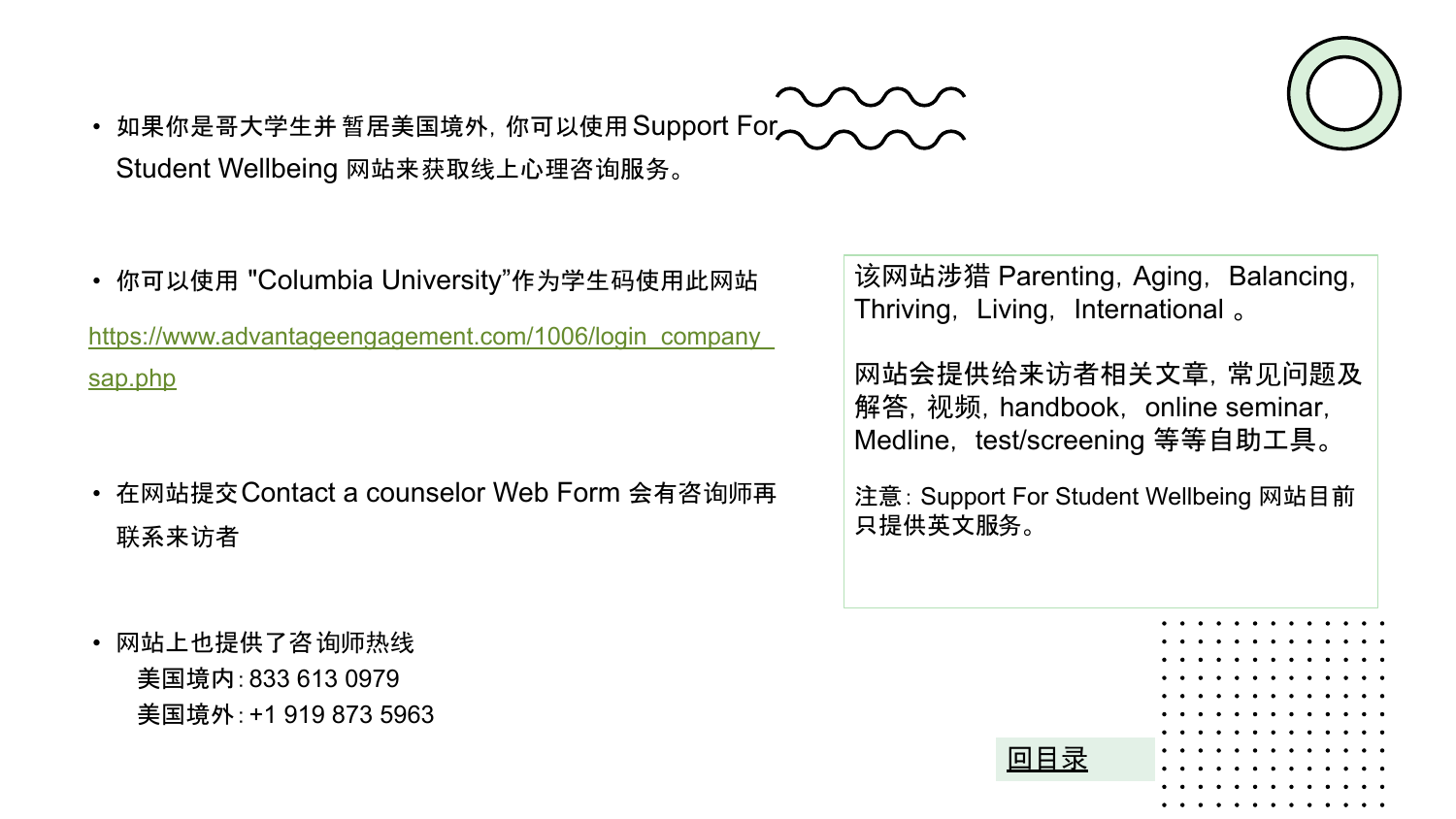- 如果你是哥大学生并 暂居美国境外，你可以使用Support For Student Wellbeing 网站来获取线上心理咨询服务。

- 你可以使用 "Columbia University"作为学生码使用此网站

https://www.advantageengagement.com/1006/login_company_sap.php

- 在网站提交Contact a counselor Web Form 会有咨询师再联系来访者

- 网站上也提供了咨询师热线
  美国境内：833 613 0979
  美国境外：+1 919 873 5963

该网站涉猎 Parenting，Aging， Balancing，Thriving， Living， International 。

网站会提供给来访者相关文章，常见问题及解答，视频，handbook， online seminar，Medline， test/screening 等等自助工具。

注意：Support For Student Wellbeing 网站目前只提供英文服务。

回目录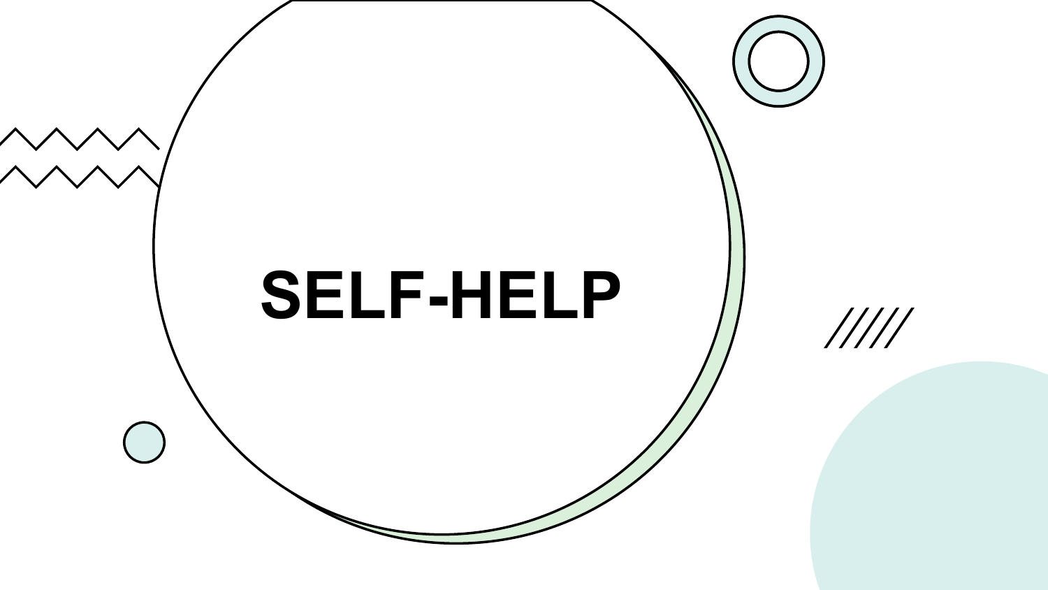# SELF-HELP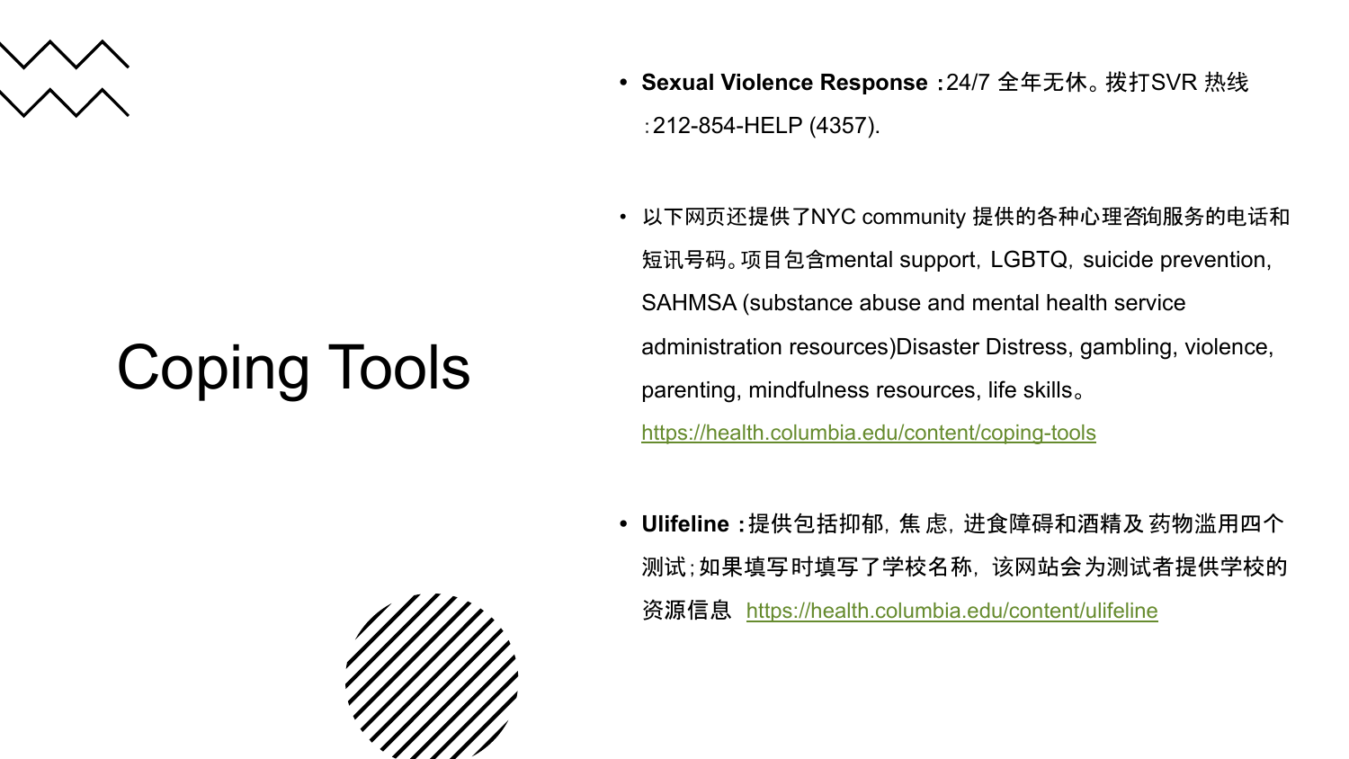# Coping Tools

- **Sexual Violence Response：**24/7 全年无休。拨打SVR 热线：212-854-HELP (4357).

- 以下网页还提供了NYC community 提供的各种心理咨询服务的电话和短讯号码。项目包含mental support，LGBTQ，suicide prevention, SAHMSA (substance abuse and mental health service administration resources)Disaster Distress, gambling, violence, parenting, mindfulness resources, life skills。 https://health.columbia.edu/content/coping-tools

- **Ulifeline：**提供包括抑郁，焦 虑，进食障碍和酒精及 药物滥用四个测试；如果填写时填写了学校名称，该网站会为测试者提供学校的资源信息 https://health.columbia.edu/content/ulifeline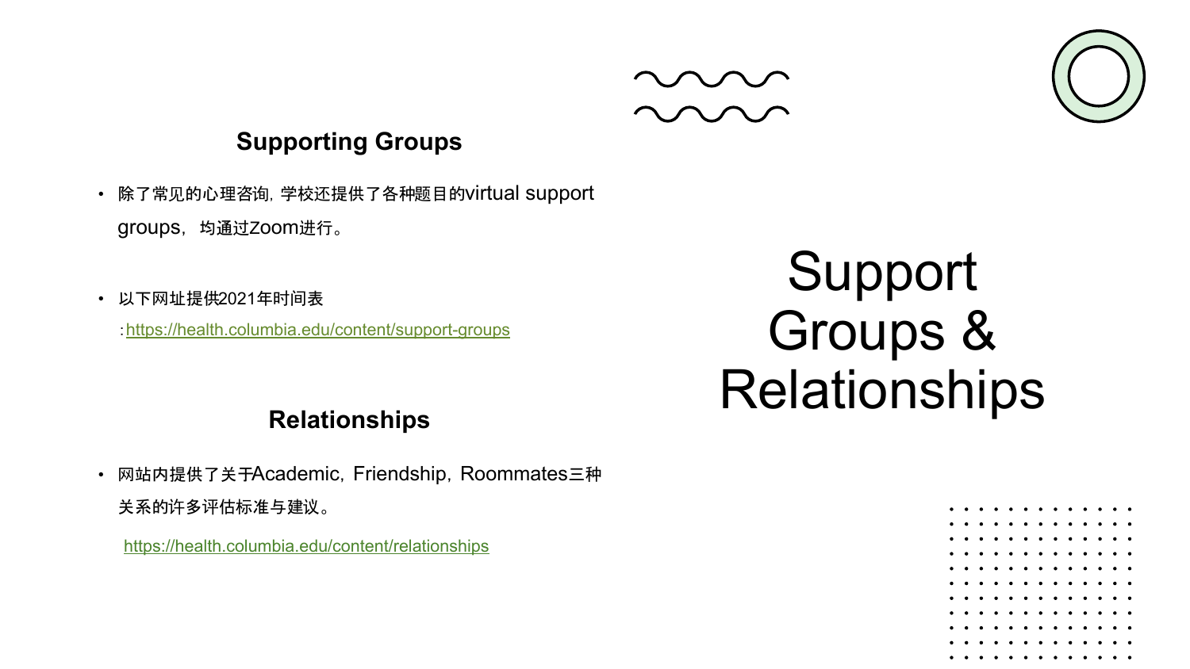# Support Groups & Relationships

## Supporting Groups

- 除了常见的心理咨询，学校还提供了各种题目的virtual support groups，均通过Zoom进行。
- 以下网址提供2021年时间表：https://health.columbia.edu/content/support-groups

## Relationships

- 网站内提供了关于Academic，Friendship，Roommates三种关系的许多评估标准与建议。

  https://health.columbia.edu/content/relationships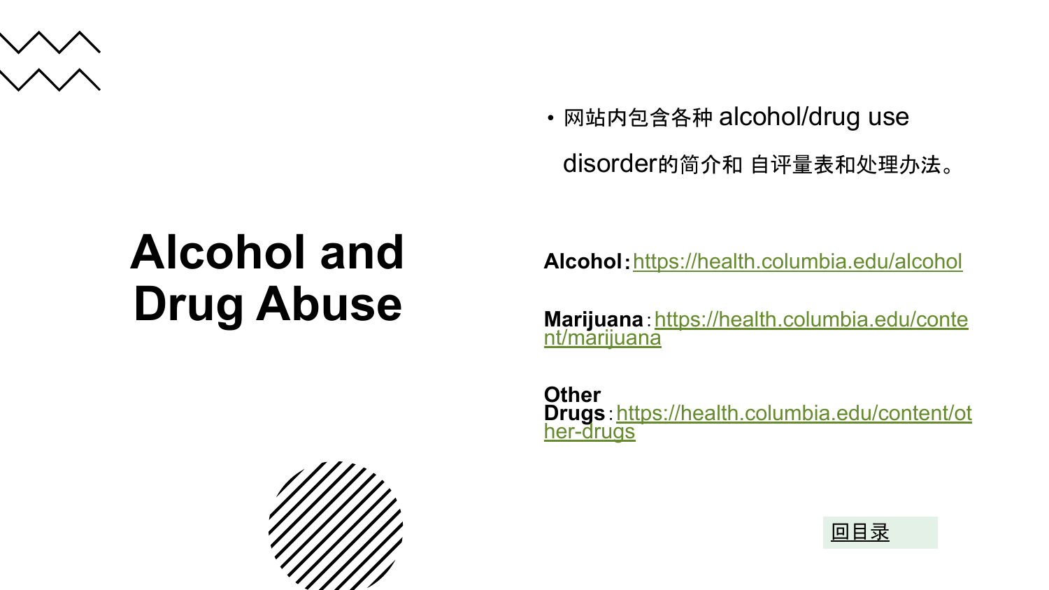# Alcohol and Drug Abuse

- 网站内包含各种 alcohol/drug use disorder的简介和 自评量表和处理办法。

**Alcohol**：https://health.columbia.edu/alcohol

**Marijuana**：https://health.columbia.edu/content/marijuana

**Other Drugs**：https://health.columbia.edu/content/other-drugs

回目录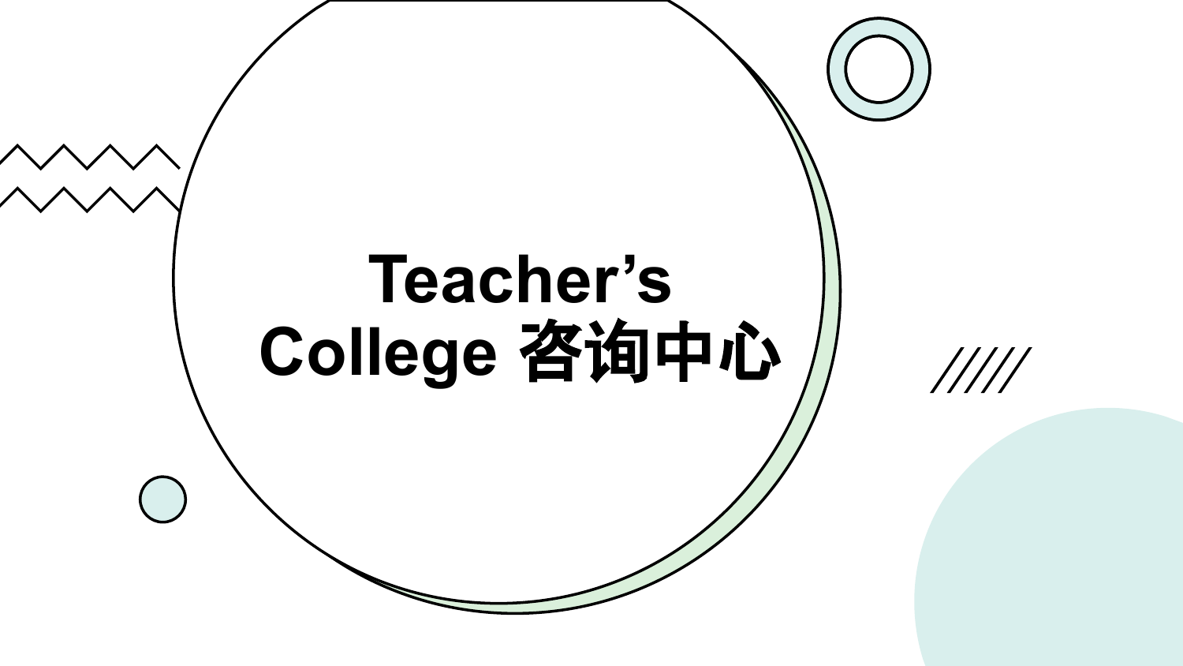# Teacher’s College 咨询中心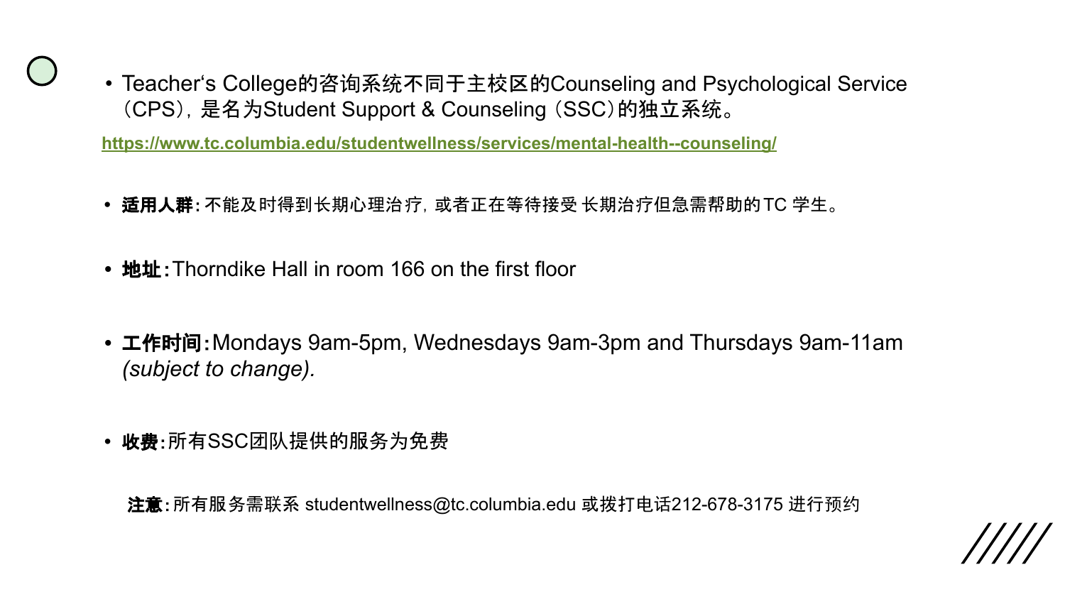- Teacher's College的咨询系统不同于主校区的Counseling and Psychological Service（CPS），是名为Student Support & Counseling（SSC）的独立系统。

https://www.tc.columbia.edu/studentwellness/services/mental-health--counseling/

- **适用人群：**不能及时得到长期心理治疗，或者正在等待接受 长期治疗但急需帮助的TC 学生。

- **地址：**Thorndike Hall in room 166 on the first floor

- **工作时间：**Mondays 9am-5pm, Wednesdays 9am-3pm and Thursdays 9am-11am *(subject to change).*

- **收费：**所有SSC团队提供的服务为免费

**注意：**所有服务需联系 studentwellness@tc.columbia.edu 或拨打电话212-678-3175 进行预约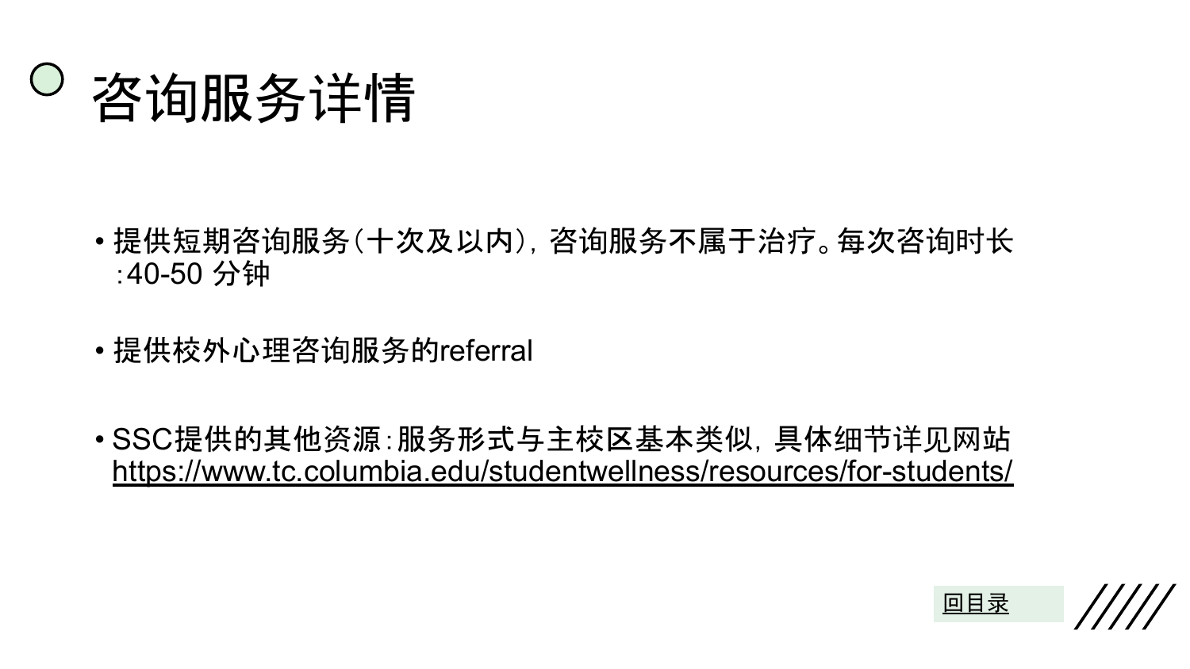# 咨询服务详情

- 提供短期咨询服务（十次及以内），咨询服务不属于治疗。每次咨询时长：40-50 分钟

- 提供校外心理咨询服务的referral

- SSC提供的其他资源：服务形式与主校区基本类似，具体细节详见网站 https://www.tc.columbia.edu/studentwellness/resources/for-students/

回目录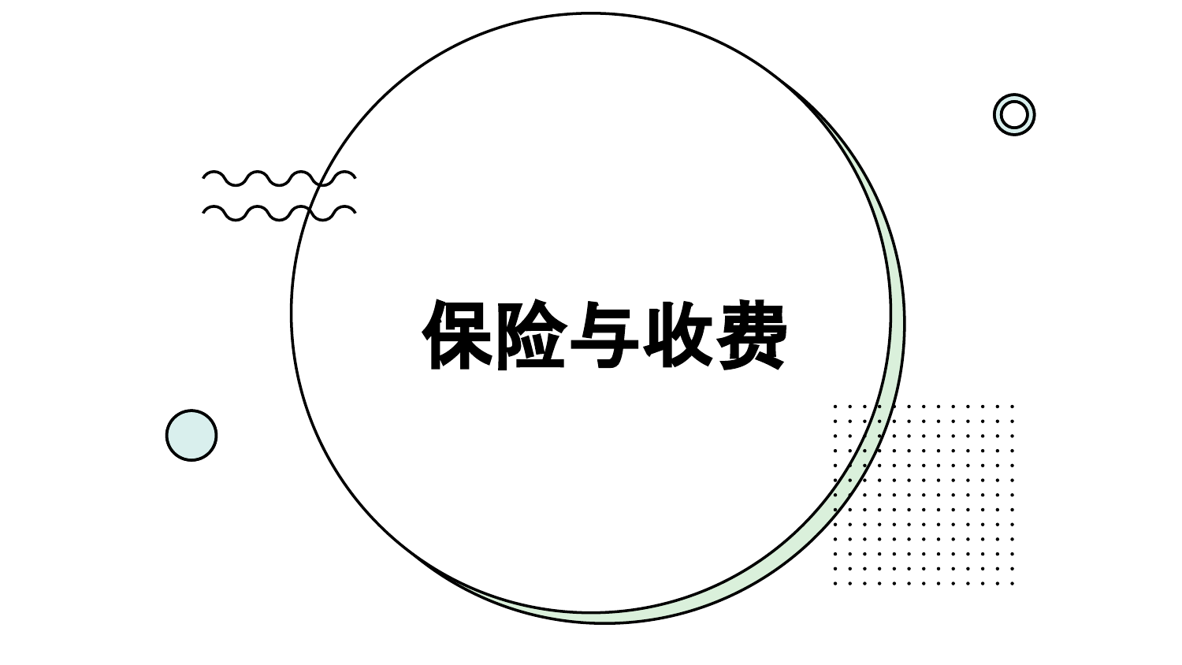# 保险与收费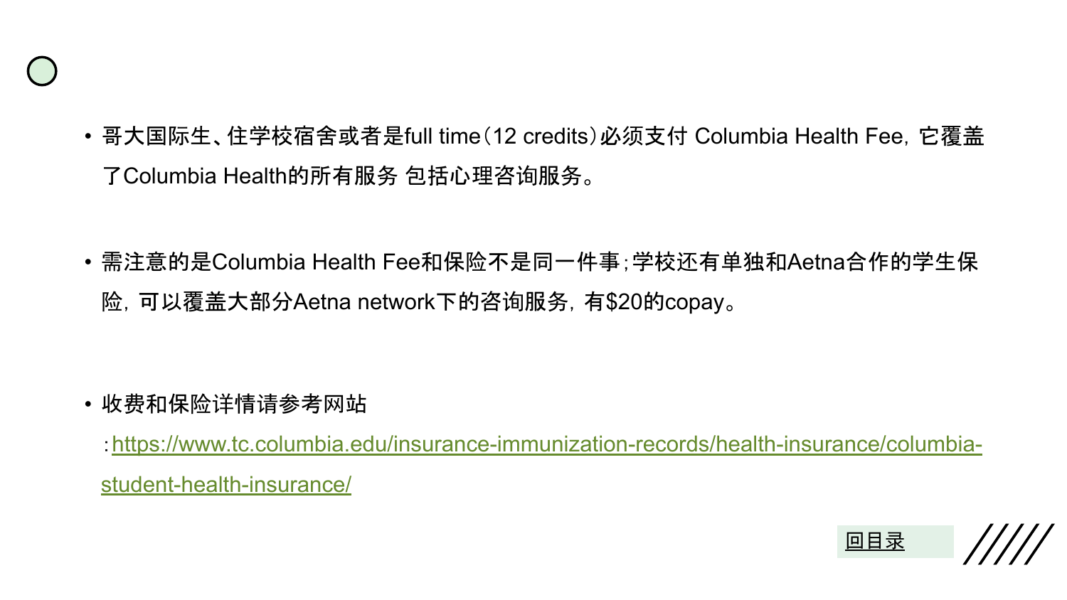- 哥大国际生、住学校宿舍或者是full time（12 credits）必须支付 Columbia Health Fee，它覆盖了Columbia Health的所有服务 包括心理咨询服务。

- 需注意的是Columbia Health Fee和保险不是同一件事；学校还有单独和Aetna合作的学生保险，可以覆盖大部分Aetna network下的咨询服务，有$20的copay。

- 收费和保险详情请参考网站：[https://www.tc.columbia.edu/insurance-immunization-records/health-insurance/columbia-student-health-insurance/](https://www.tc.columbia.edu/insurance-immunization-records/health-insurance/columbia-student-health-insurance/)

回目录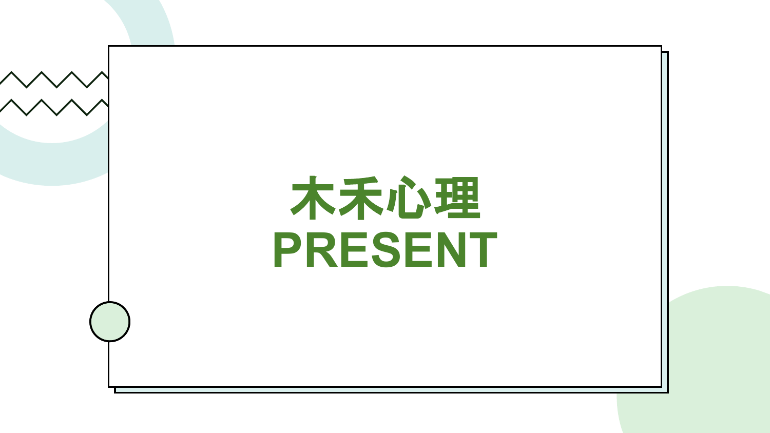# 木禾心理

# PRESENT